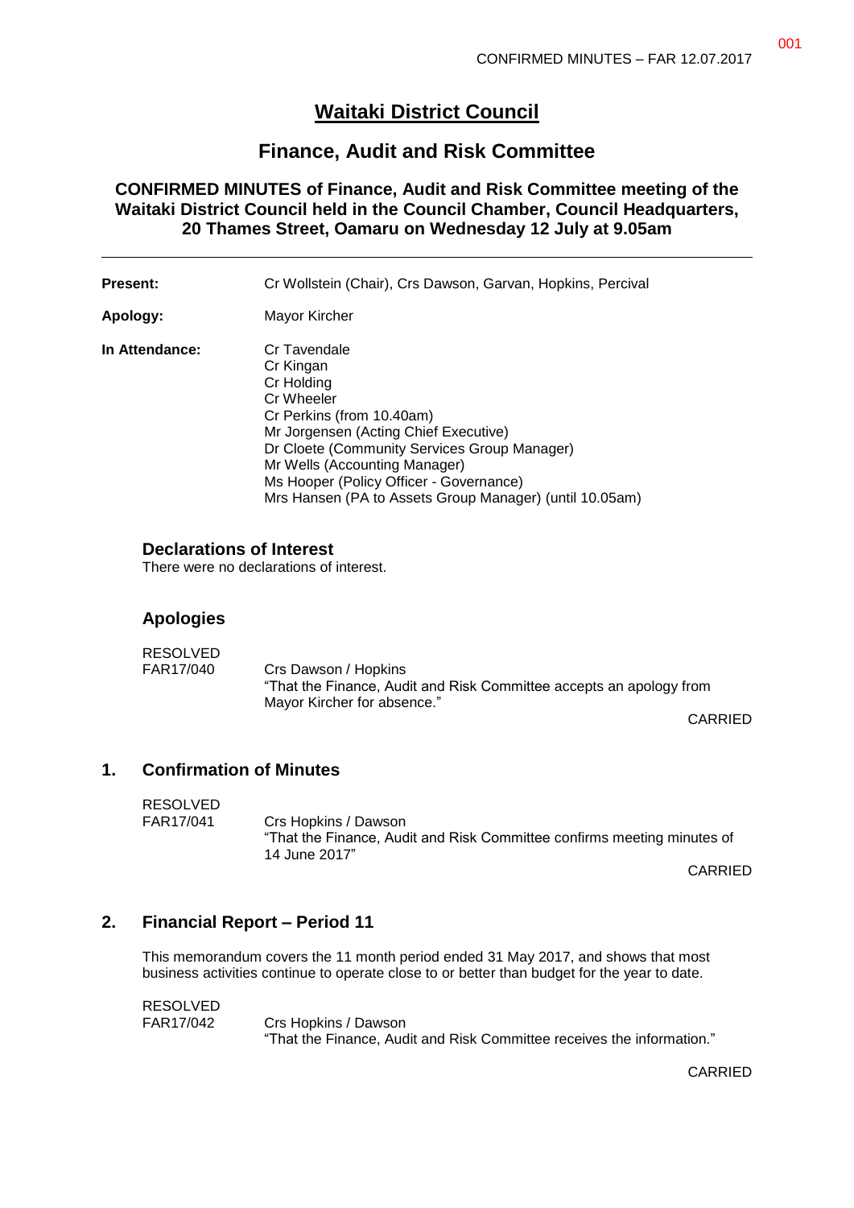# Waitaki District Council

## Finance, Audit and Risk Committee

**CONFIRMED MINUTES of Finance, Audit and Risk Committee meeting of the Waitaki District Council held in the Council Chamber, Council Headquarters, 20 Thames Street, Oamaru on Wednesday 12 July at 9.05am**

---

| | |
|---|---|
| **Present:** | Cr Wollstein (Chair), Crs Dawson, Garvan, Hopkins, Percival |
| **Apology:** | Mayor Kircher |
| **In Attendance:** | Cr Tavendale<br>Cr Kingan<br>Cr Holding<br>Cr Wheeler<br>Cr Perkins (from 10.40am)<br>Mr Jorgensen (Acting Chief Executive)<br>Dr Cloete (Community Services Group Manager)<br>Mr Wells (Accounting Manager)<br>Ms Hooper (Policy Officer - Governance)<br>Mrs Hansen (PA to Assets Group Manager) (until 10.05am) |

### Declarations of Interest

There were no declarations of interest.

### Apologies

RESOLVED
FAR17/040 Crs Dawson / Hopkins
"That the Finance, Audit and Risk Committee accepts an apology from Mayor Kircher for absence."

CARRIED

## 1. Confirmation of Minutes

RESOLVED
FAR17/041 Crs Hopkins / Dawson
"That the Finance, Audit and Risk Committee confirms meeting minutes of 14 June 2017"

CARRIED

## 2. Financial Report – Period 11

This memorandum covers the 11 month period ended 31 May 2017, and shows that most business activities continue to operate close to or better than budget for the year to date.

RESOLVED
FAR17/042 Crs Hopkins / Dawson
"That the Finance, Audit and Risk Committee receives the information."

CARRIED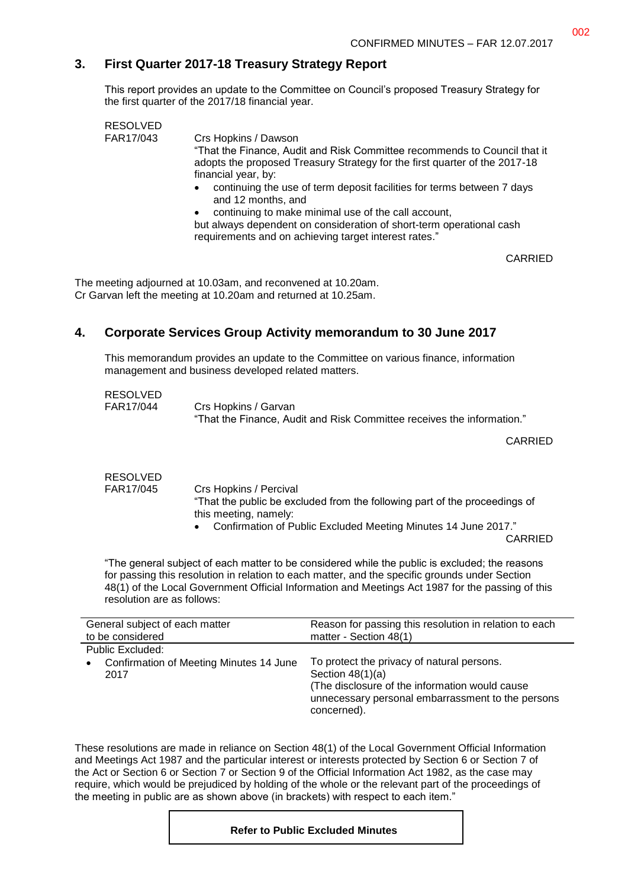## 3. First Quarter 2017-18 Treasury Strategy Report

This report provides an update to the Committee on Council's proposed Treasury Strategy for the first quarter of the 2017/18 financial year.

RESOLVED
FAR17/043 Crs Hopkins / Dawson

"That the Finance, Audit and Risk Committee recommends to Council that it adopts the proposed Treasury Strategy for the first quarter of the 2017-18 financial year, by:

- continuing the use of term deposit facilities for terms between 7 days and 12 months, and
- continuing to make minimal use of the call account,

but always dependent on consideration of short-term operational cash requirements and on achieving target interest rates."

CARRIED

The meeting adjourned at 10.03am, and reconvened at 10.20am.
Cr Garvan left the meeting at 10.20am and returned at 10.25am.

## 4. Corporate Services Group Activity memorandum to 30 June 2017

This memorandum provides an update to the Committee on various finance, information management and business developed related matters.

RESOLVED
FAR17/044 Crs Hopkins / Garvan

"That the Finance, Audit and Risk Committee receives the information."

CARRIED

RESOLVED
FAR17/045 Crs Hopkins / Percival

"That the public be excluded from the following part of the proceedings of this meeting, namely:

- Confirmation of Public Excluded Meeting Minutes 14 June 2017."

CARRIED

"The general subject of each matter to be considered while the public is excluded; the reasons for passing this resolution in relation to each matter, and the specific grounds under Section 48(1) of the Local Government Official Information and Meetings Act 1987 for the passing of this resolution are as follows:

| General subject of each matter to be considered | Reason for passing this resolution in relation to each matter - Section 48(1) |
| --- | --- |
| Public Excluded: | |
| • Confirmation of Meeting Minutes 14 June 2017 | To protect the privacy of natural persons. Section 48(1)(a) (The disclosure of the information would cause unnecessary personal embarrassment to the persons concerned). |

These resolutions are made in reliance on Section 48(1) of the Local Government Official Information and Meetings Act 1987 and the particular interest or interests protected by Section 6 or Section 7 of the Act or Section 6 or Section 7 or Section 9 of the Official Information Act 1982, as the case may require, which would be prejudiced by holding of the whole or the relevant part of the proceedings of the meeting in public are as shown above (in brackets) with respect to each item."

**Refer to Public Excluded Minutes**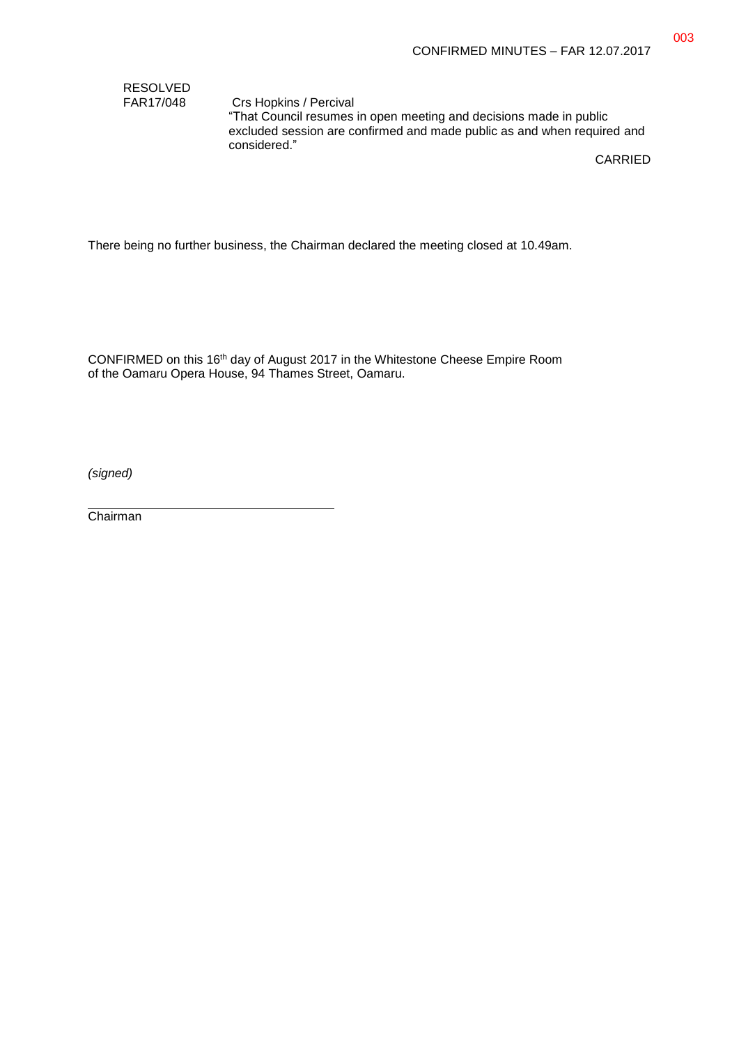RESOLVED
FAR17/048 Crs Hopkins / Percival

"That Council resumes in open meeting and decisions made in public excluded session are confirmed and made public as and when required and considered."

CARRIED

There being no further business, the Chairman declared the meeting closed at 10.49am.

CONFIRMED on this 16th day of August 2017 in the Whitestone Cheese Empire Room of the Oamaru Opera House, 94 Thames Street, Oamaru.

*(signed)*

\_\_\_\_\_\_\_\_\_\_\_\_\_\_\_\_\_\_\_\_\_\_\_\_\_\_\_\_\_\_\_\_\_\_\_\_

Chairman